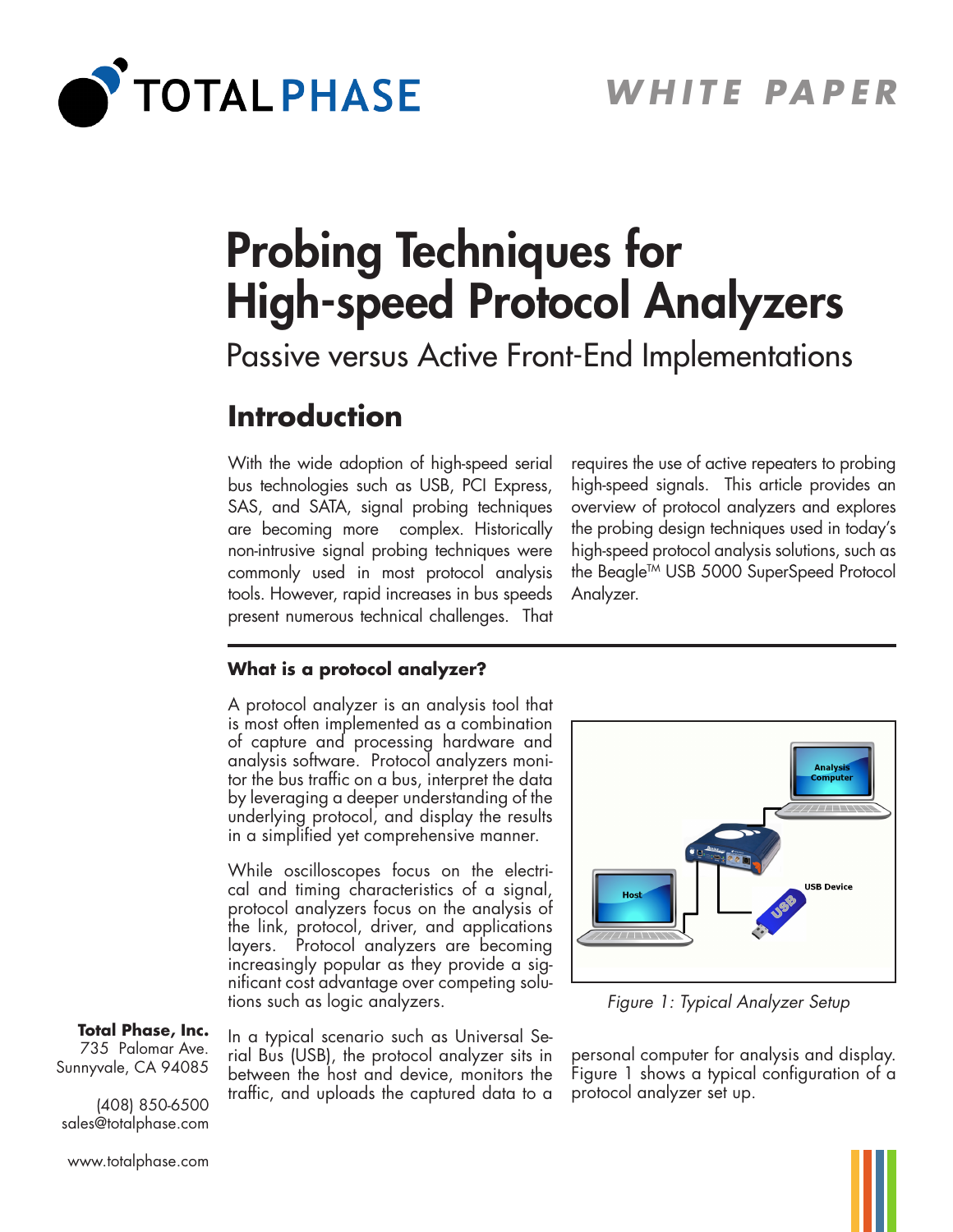TOTAL PHASE

WHITE PAPER

# Probing Techniques for High-speed Protocol Analyzers

Passive versus Active Front-End Implementations

## Introduction

With the wide adoption of high-speed serial bus technologies such as USB, PCI Express, SAS, and SATA, signal probing techniques are becoming more complex. Historically non-intrusive signal probing techniques were commonly used in most protocol analysis tools. However, rapid increases in bus speeds present numerous technical challenges. That requires the use of active repeaters to probing high-speed signals. This article provides an overview of protocol analyzers and explores the probing design techniques used in today's high-speed protocol analysis solutions, such as the Beagle™ USB 5000 SuperSpeed Protocol Analyzer.

### What is a protocol analyzer?

A protocol analyzer is an analysis tool that is most often implemented as a combination of capture and processing hardware and analysis software. Protocol analyzers monitor the bus traffic on a bus, interpret the data by leveraging a deeper understanding of the underlying protocol, and display the results in a simplified yet comprehensive manner.

While oscilloscopes focus on the electrical and timing characteristics of a signal, protocol analyzers focus on the analysis of the link, protocol, driver, and applications layers. Protocol analyzers are becoming increasingly popular as they provide a significant cost advantage over competing solutions such as logic analyzers.

In a typical scenario such as Universal Serial Bus (USB), the protocol analyzer sits in between the host and device, monitors the traffic, and uploads the captured data to a personal computer for analysis and display. Figure 1 shows a typical configuration of a protocol analyzer set up.

Analysis Computer

Host

USB Device

*Figure 1: Typical Analyzer Setup*

**Total Phase, Inc.**
735 Palomar Ave.
Sunnyvale, CA 94085

(408) 850-6500
sales@totalphase.com

www.totalphase.com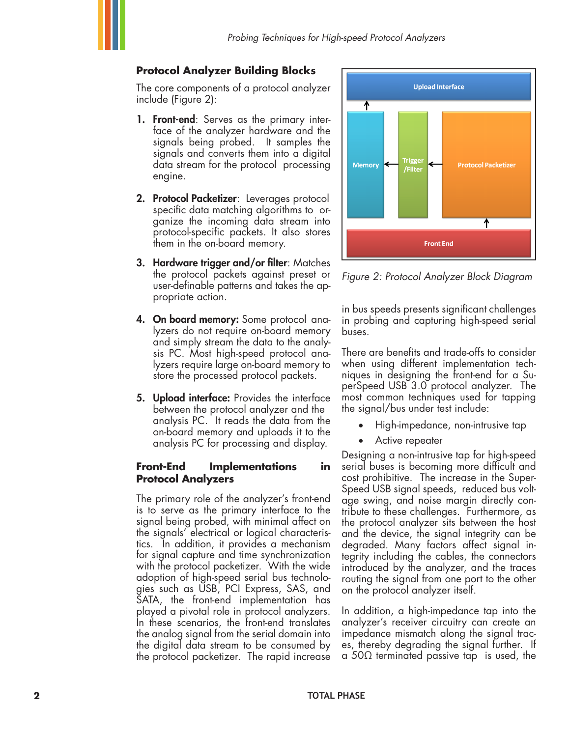## Protocol Analyzer Building Blocks

The core components of a protocol analyzer include (Figure 2):

1. **Front-end**: Serves as the primary interface of the analyzer hardware and the signals being probed. It samples the signals and converts them into a digital data stream for the protocol processing engine.

2. **Protocol Packetizer**: Leverages protocol specific data matching algorithms to organize the incoming data stream into protocol-specific packets. It also stores them in the on-board memory.

3. **Hardware trigger and/or filter**: Matches the protocol packets against preset or user-definable patterns and takes the appropriate action.

4. **On board memory:** Some protocol analyzers do not require on-board memory and simply stream the data to the analysis PC. Most high-speed protocol analyzers require large on-board memory to store the processed protocol packets.

5. **Upload interface:** Provides the interface between the protocol analyzer and the analysis PC. It reads the data from the on-board memory and uploads it to the analysis PC for processing and display.

Upload Interface

Memory

Trigger /Filter

Protocol Packetizer

Front End

*Figure 2: Protocol Analyzer Block Diagram*

## Front-End Implementations in Protocol Analyzers

The primary role of the analyzer's front-end is to serve as the primary interface to the signal being probed, with minimal affect on the signals' electrical or logical characteristics. In addition, it provides a mechanism for signal capture and time synchronization with the protocol packetizer. With the wide adoption of high-speed serial bus technologies such as USB, PCI Express, SAS, and SATA, the front-end implementation has played a pivotal role in protocol analyzers. In these scenarios, the front-end translates the analog signal from the serial domain into the digital data stream to be consumed by the protocol packetizer. The rapid increase in bus speeds presents significant challenges in probing and capturing high-speed serial buses.

There are benefits and trade-offs to consider when using different implementation techniques in designing the front-end for a SuperSpeed USB 3.0 protocol analyzer. The most common techniques used for tapping the signal/bus under test include:

- High-impedance, non-intrusive tap
- Active repeater

Designing a non-intrusive tap for high-speed serial buses is becoming more difficult and cost prohibitive. The increase in the SuperSpeed USB signal speeds, reduced bus voltage swing, and noise margin directly contribute to these challenges. Furthermore, as the protocol analyzer sits between the host and the device, the signal integrity can be degraded. Many factors affect signal integrity including the cables, the connectors introduced by the analyzer, and the traces routing the signal from one port to the other on the protocol analyzer itself.

In addition, a high-impedance tap into the analyzer's receiver circuitry can create an impedance mismatch along the signal traces, thereby degrading the signal further. If a 50Ω terminated passive tap is used, the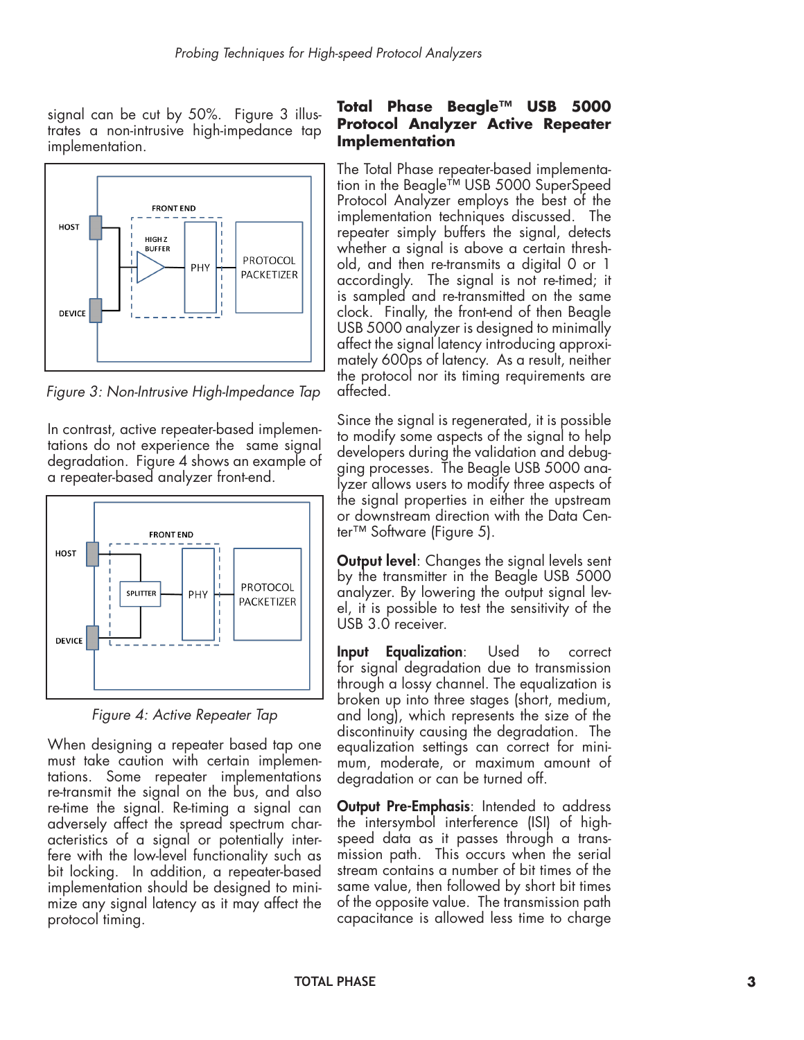signal can be cut by 50%. Figure 3 illustrates a non-intrusive high-impedance tap implementation.

Figure 3: Non-Intrusive High-Impedance Tap

In contrast, active repeater-based implementations do not experience the same signal degradation. Figure 4 shows an example of a repeater-based analyzer front-end.

Figure 4: Active Repeater Tap

When designing a repeater based tap one must take caution with certain implementations. Some repeater implementations re-transmit the signal on the bus, and also re-time the signal. Re-timing a signal can adversely affect the spread spectrum characteristics of a signal or potentially interfere with the low-level functionality such as bit locking. In addition, a repeater-based implementation should be designed to minimize any signal latency as it may affect the protocol timing.

## Total Phase Beagle™ USB 5000 Protocol Analyzer Active Repeater Implementation

The Total Phase repeater-based implementation in the Beagle™ USB 5000 SuperSpeed Protocol Analyzer employs the best of the implementation techniques discussed. The repeater simply buffers the signal, detects whether a signal is above a certain threshold, and then re-transmits a digital 0 or 1 accordingly. The signal is not re-timed; it is sampled and re-transmitted on the same clock. Finally, the front-end of then Beagle USB 5000 analyzer is designed to minimally affect the signal latency introducing approximately 600ps of latency. As a result, neither the protocol nor its timing requirements are affected.

Since the signal is regenerated, it is possible to modify some aspects of the signal to help developers during the validation and debugging processes. The Beagle USB 5000 analyzer allows users to modify three aspects of the signal properties in either the upstream or downstream direction with the Data Center™ Software (Figure 5).

**Output level**: Changes the signal levels sent by the transmitter in the Beagle USB 5000 analyzer. By lowering the output signal level, it is possible to test the sensitivity of the USB 3.0 receiver.

**Input Equalization**: Used to correct for signal degradation due to transmission through a lossy channel. The equalization is broken up into three stages (short, medium, and long), which represents the size of the discontinuity causing the degradation. The equalization settings can correct for minimum, moderate, or maximum amount of degradation or can be turned off.

**Output Pre-Emphasis**: Intended to address the intersymbol interference (ISI) of high-speed data as it passes through a transmission path. This occurs when the serial stream contains a number of bit times of the same value, then followed by short bit times of the opposite value. The transmission path capacitance is allowed less time to charge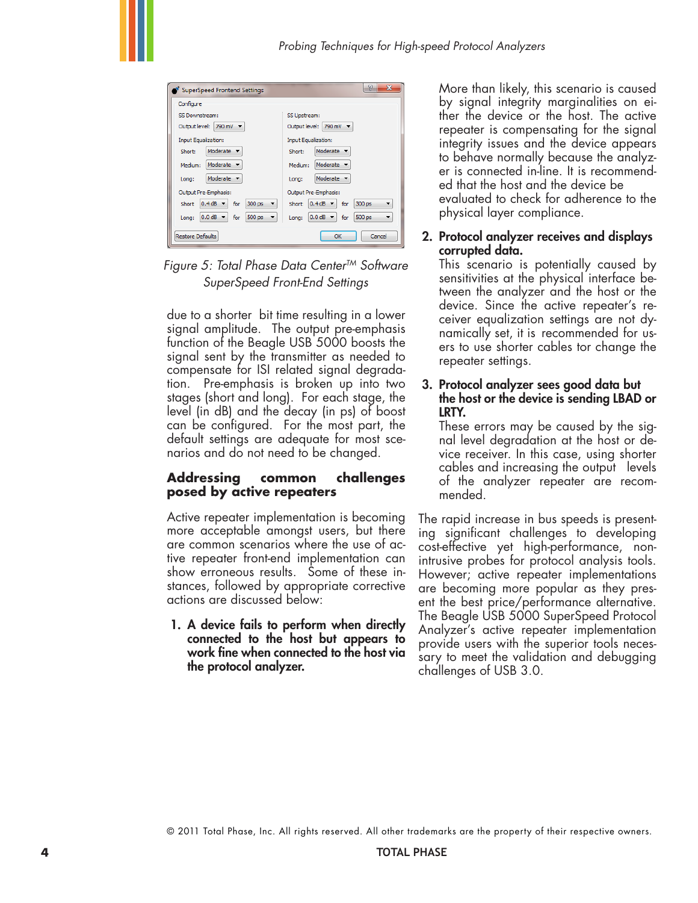Figure 5: Total Phase Data Center™ Software SuperSpeed Front-End Settings

due to a shorter bit time resulting in a lower signal amplitude. The output pre-emphasis function of the Beagle USB 5000 boosts the signal sent by the transmitter as needed to compensate for ISI related signal degradation. Pre-emphasis is broken up into two stages (short and long). For each stage, the level (in dB) and the decay (in ps) of boost can be configured. For the most part, the default settings are adequate for most scenarios and do not need to be changed.

## Addressing common challenges posed by active repeaters

Active repeater implementation is becoming more acceptable amongst users, but there are common scenarios where the use of active repeater front-end implementation can show erroneous results. Some of these instances, followed by appropriate corrective actions are discussed below:

1. **A device fails to perform when directly connected to the host but appears to work fine when connected to the host via the protocol analyzer.**

   More than likely, this scenario is caused by signal integrity marginalities on either the device or the host. The active repeater is compensating for the signal integrity issues and the device appears to behave normally because the analyzer is connected in-line. It is recommended that the host and the device be evaluated to check for adherence to the physical layer compliance.

2. **Protocol analyzer receives and displays corrupted data.**

   This scenario is potentially caused by sensitivities at the physical interface between the analyzer and the host or the device. Since the active repeater's receiver equalization settings are not dynamically set, it is recommended for users to use shorter cables tor change the repeater settings.

3. **Protocol analyzer sees good data but the host or the device is sending LBAD or LRTY.**

   These errors may be caused by the signal level degradation at the host or device receiver. In this case, using shorter cables and increasing the output levels of the analyzer repeater are recommended.

The rapid increase in bus speeds is presenting significant challenges to developing cost-effective yet high-performance, non-intrusive probes for protocol analysis tools. However; active repeater implementations are becoming more popular as they present the best price/performance alternative. The Beagle USB 5000 SuperSpeed Protocol Analyzer's active repeater implementation provide users with the superior tools necessary to meet the validation and debugging challenges of USB 3.0.

© 2011 Total Phase, Inc. All rights reserved. All other trademarks are the property of their respective owners.